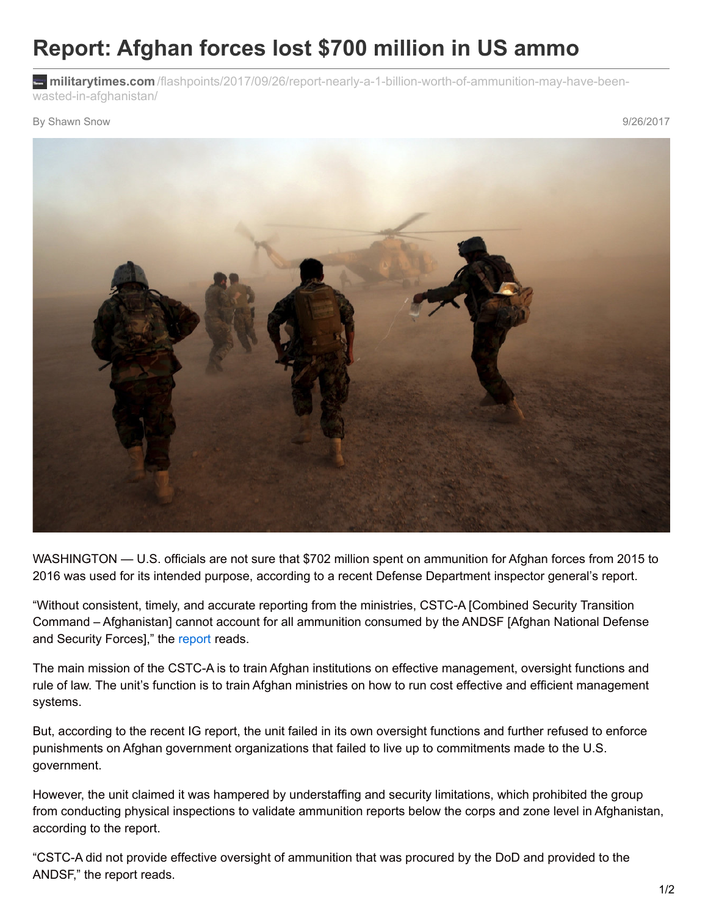# Report: Afghan forces lost $700 million in US ammo

**militarytimes.com**/flashpoints/2017/09/26/report-nearly-a-1-billion-worth-of-ammunition-may-have-been-wasted-in-afghanistan/

By Shawn Snow

9/26/2017

WASHINGTON — U.S. officials are not sure that $702 million spent on ammunition for Afghan forces from 2015 to 2016 was used for its intended purpose, according to a recent Defense Department inspector general's report.

"Without consistent, timely, and accurate reporting from the ministries, CSTC-A [Combined Security Transition Command – Afghanistan] cannot account for all ammunition consumed by the ANDSF [Afghan National Defense and Security Forces]," the report reads.

The main mission of the CSTC-A is to train Afghan institutions on effective management, oversight functions and rule of law. The unit's function is to train Afghan ministries on how to run cost effective and efficient management systems.

But, according to the recent IG report, the unit failed in its own oversight functions and further refused to enforce punishments on Afghan government organizations that failed to live up to commitments made to the U.S. government.

However, the unit claimed it was hampered by understaffing and security limitations, which prohibited the group from conducting physical inspections to validate ammunition reports below the corps and zone level in Afghanistan, according to the report.

"CSTC-A did not provide effective oversight of ammunition that was procured by the DoD and provided to the ANDSF," the report reads.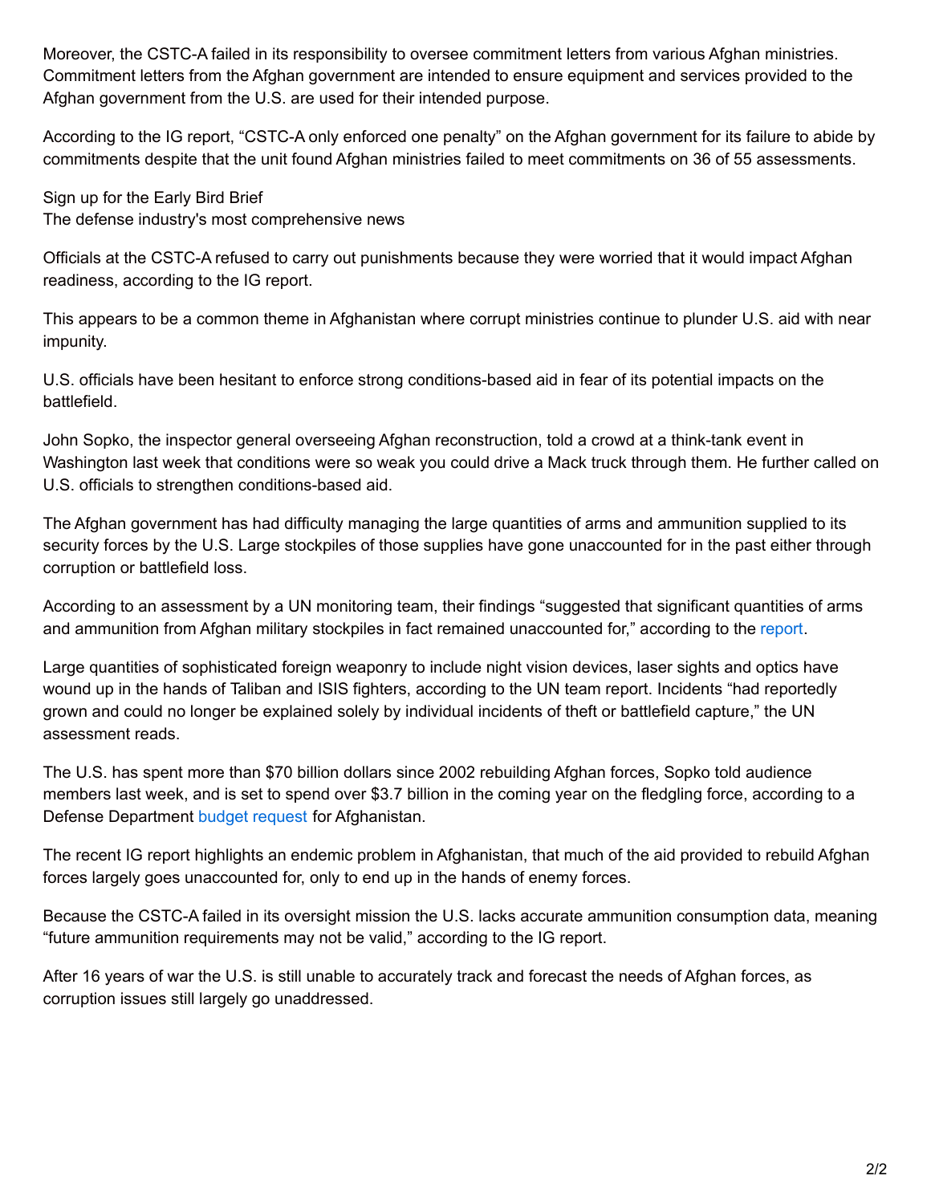Moreover, the CSTC-A failed in its responsibility to oversee commitment letters from various Afghan ministries. Commitment letters from the Afghan government are intended to ensure equipment and services provided to the Afghan government from the U.S. are used for their intended purpose.

According to the IG report, "CSTC-A only enforced one penalty" on the Afghan government for its failure to abide by commitments despite that the unit found Afghan ministries failed to meet commitments on 36 of 55 assessments.

Sign up for the Early Bird Brief
The defense industry's most comprehensive news

Officials at the CSTC-A refused to carry out punishments because they were worried that it would impact Afghan readiness, according to the IG report.

This appears to be a common theme in Afghanistan where corrupt ministries continue to plunder U.S. aid with near impunity.

U.S. officials have been hesitant to enforce strong conditions-based aid in fear of its potential impacts on the battlefield.

John Sopko, the inspector general overseeing Afghan reconstruction, told a crowd at a think-tank event in Washington last week that conditions were so weak you could drive a Mack truck through them. He further called on U.S. officials to strengthen conditions-based aid.

The Afghan government has had difficulty managing the large quantities of arms and ammunition supplied to its security forces by the U.S. Large stockpiles of those supplies have gone unaccounted for in the past either through corruption or battlefield loss.

According to an assessment by a UN monitoring team, their findings "suggested that significant quantities of arms and ammunition from Afghan military stockpiles in fact remained unaccounted for," according to the report.

Large quantities of sophisticated foreign weaponry to include night vision devices, laser sights and optics have wound up in the hands of Taliban and ISIS fighters, according to the UN team report. Incidents "had reportedly grown and could no longer be explained solely by individual incidents of theft or battlefield capture," the UN assessment reads.

The U.S. has spent more than $70 billion dollars since 2002 rebuilding Afghan forces, Sopko told audience members last week, and is set to spend over $3.7 billion in the coming year on the fledgling force, according to a Defense Department budget request for Afghanistan.

The recent IG report highlights an endemic problem in Afghanistan, that much of the aid provided to rebuild Afghan forces largely goes unaccounted for, only to end up in the hands of enemy forces.

Because the CSTC-A failed in its oversight mission the U.S. lacks accurate ammunition consumption data, meaning "future ammunition requirements may not be valid," according to the IG report.

After 16 years of war the U.S. is still unable to accurately track and forecast the needs of Afghan forces, as corruption issues still largely go unaddressed.